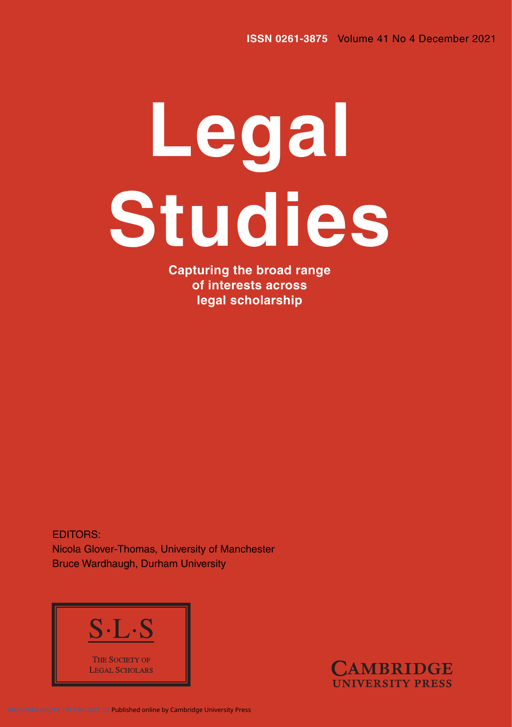ISSN 0261-3875 Volume 41 No 4 December 2021

# Legal Studies

**Capturing the broad range of interests across legal scholarship**

EDITORS:
Nicola Glover-Thomas, University of Manchester
Bruce Wardhaugh, Durham University

S·L·S

THE SOCIETY OF LEGAL SCHOLARS

CAMBRIDGE UNIVERSITY PRESS

https://doi.org/10.1017/lst.2021.32 Published online by Cambridge University Press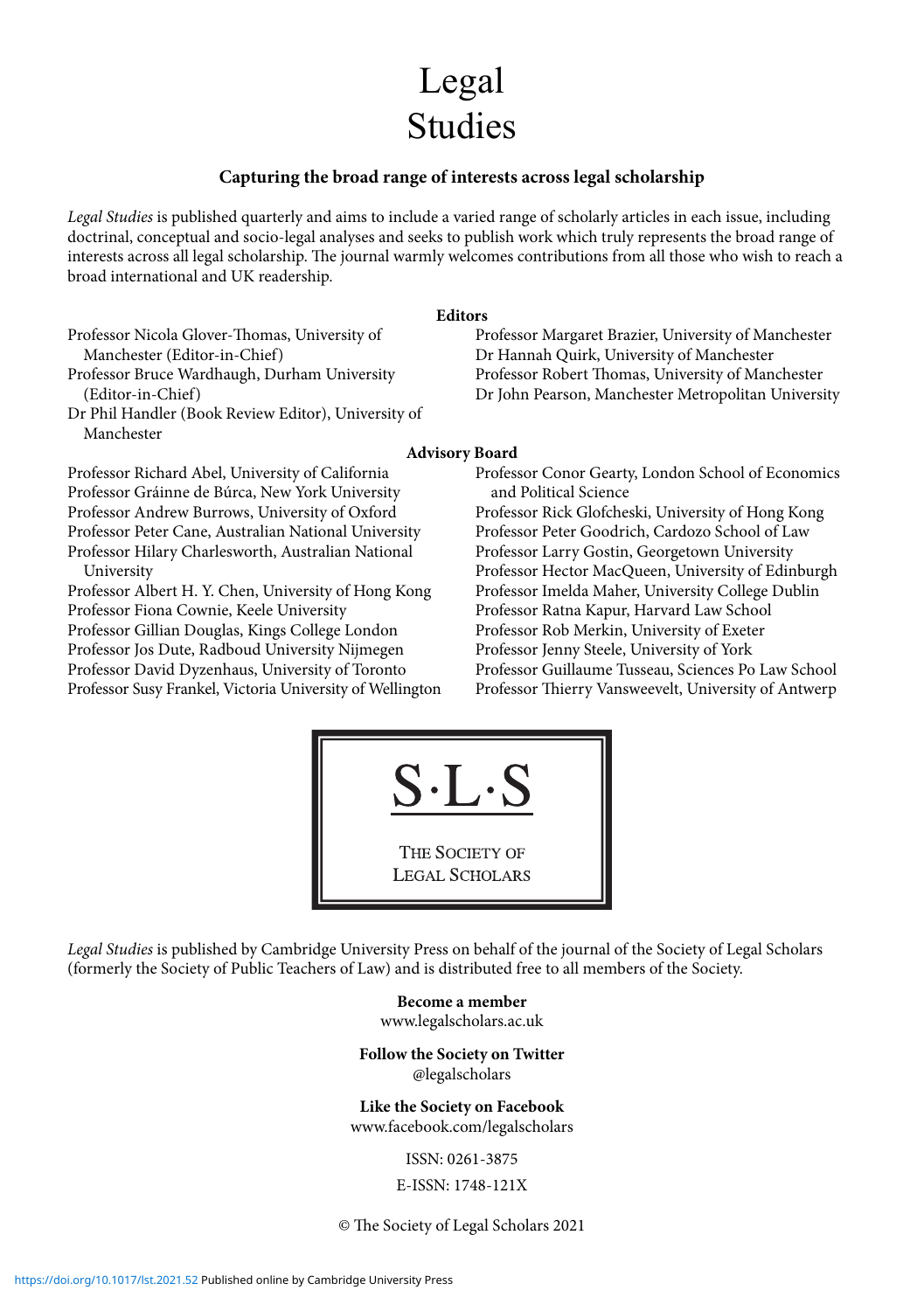# Legal Studies

**Capturing the broad range of interests across legal scholarship**

*Legal Studies* is published quarterly and aims to include a varied range of scholarly articles in each issue, including doctrinal, conceptual and socio-legal analyses and seeks to publish work which truly represents the broad range of interests across all legal scholarship. The journal warmly welcomes contributions from all those who wish to reach a broad international and UK readership.

**Editors**

Professor Nicola Glover-Thomas, University of Manchester (Editor-in-Chief)
Professor Bruce Wardhaugh, Durham University (Editor-in-Chief)
Dr Phil Handler (Book Review Editor), University of Manchester
Professor Margaret Brazier, University of Manchester
Dr Hannah Quirk, University of Manchester
Professor Robert Thomas, University of Manchester
Dr John Pearson, Manchester Metropolitan University

**Advisory Board**

Professor Richard Abel, University of California
Professor Gráinne de Búrca, New York University
Professor Andrew Burrows, University of Oxford
Professor Peter Cane, Australian National University
Professor Hilary Charlesworth, Australian National University
Professor Albert H. Y. Chen, University of Hong Kong
Professor Fiona Cownie, Keele University
Professor Gillian Douglas, Kings College London
Professor Jos Dute, Radboud University Nijmegen
Professor David Dyzenhaus, University of Toronto
Professor Susy Frankel, Victoria University of Wellington
Professor Conor Gearty, London School of Economics and Political Science
Professor Rick Glofcheski, University of Hong Kong
Professor Peter Goodrich, Cardozo School of Law
Professor Larry Gostin, Georgetown University
Professor Hector MacQueen, University of Edinburgh
Professor Imelda Maher, University College Dublin
Professor Ratna Kapur, Harvard Law School
Professor Rob Merkin, University of Exeter
Professor Jenny Steele, University of York
Professor Guillaume Tusseau, Sciences Po Law School
Professor Thierry Vansweevelt, University of Antwerp

S·L·S

THE SOCIETY OF LEGAL SCHOLARS

*Legal Studies* is published by Cambridge University Press on behalf of the journal of the Society of Legal Scholars (formerly the Society of Public Teachers of Law) and is distributed free to all members of the Society.

**Become a member**
www.legalscholars.ac.uk

**Follow the Society on Twitter**
@legalscholars

**Like the Society on Facebook**
www.facebook.com/legalscholars

ISSN: 0261-3875

E-ISSN: 1748-121X

© The Society of Legal Scholars 2021